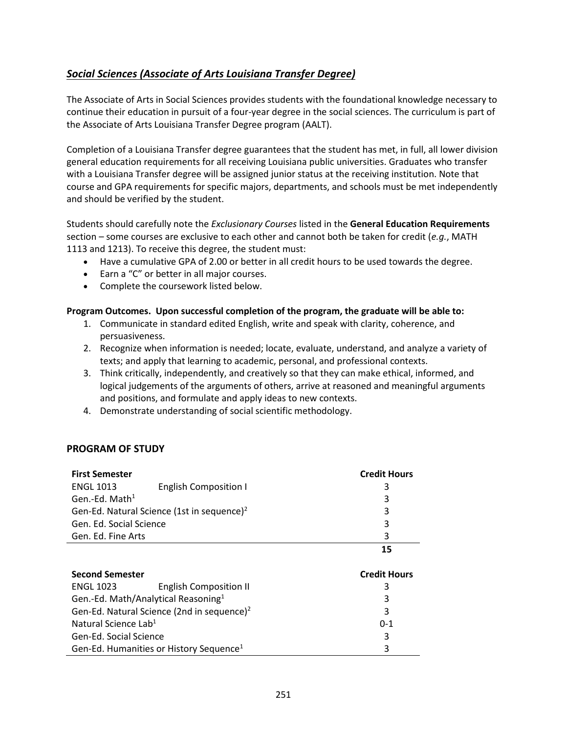## *Social Sciences (Associate of Arts Louisiana Transfer Degree)*

The Associate of Arts in Social Sciences provides students with the foundational knowledge necessary to continue their education in pursuit of a four-year degree in the social sciences. The curriculum is part of the Associate of Arts Louisiana Transfer Degree program (AALT).

Completion of a Louisiana Transfer degree guarantees that the student has met, in full, all lower division general education requirements for all receiving Louisiana public universities. Graduates who transfer with a Louisiana Transfer degree will be assigned junior status at the receiving institution. Note that course and GPA requirements for specific majors, departments, and schools must be met independently and should be verified by the student.

Students should carefully note the *Exclusionary Courses* listed in the **General Education Requirements** section – some courses are exclusive to each other and cannot both be taken for credit (*e.g.*, MATH 1113 and 1213). To receive this degree, the student must:

- Have a cumulative GPA of 2.00 or better in all credit hours to be used towards the degree.
- Earn a "C" or better in all major courses.
- Complete the coursework listed below.

**Program Outcomes. Upon successful completion of the program, the graduate will be able to:**

1. Communicate in standard edited English, write and speak with clarity, coherence, and persuasiveness.
2. Recognize when information is needed; locate, evaluate, understand, and analyze a variety of texts; and apply that learning to academic, personal, and professional contexts.
3. Think critically, independently, and creatively so that they can make ethical, informed, and logical judgements of the arguments of others, arrive at reasoned and meaningful arguments and positions, and formulate and apply ideas to new contexts.
4. Demonstrate understanding of social scientific methodology.

### PROGRAM OF STUDY

| **First Semester** | | **Credit Hours** |
|---|---|---|
| ENGL 1013 | English Composition I | 3 |
| Gen.-Ed. Math[1] | | 3 |
| Gen-Ed. Natural Science (1st in sequence)[2] | | 3 |
| Gen. Ed. Social Science | | 3 |
| Gen. Ed. Fine Arts | | 3 |
| | | **15** |

| **Second Semester** | | **Credit Hours** |
|---|---|---|
| ENGL 1023 | English Composition II | 3 |
| Gen.-Ed. Math/Analytical Reasoning[1] | | 3 |
| Gen-Ed. Natural Science (2nd in sequence)[2] | | 3 |
| Natural Science Lab[1] | | 0-1 |
| Gen-Ed. Social Science | | 3 |
| Gen-Ed. Humanities or History Sequence[1] | | 3 |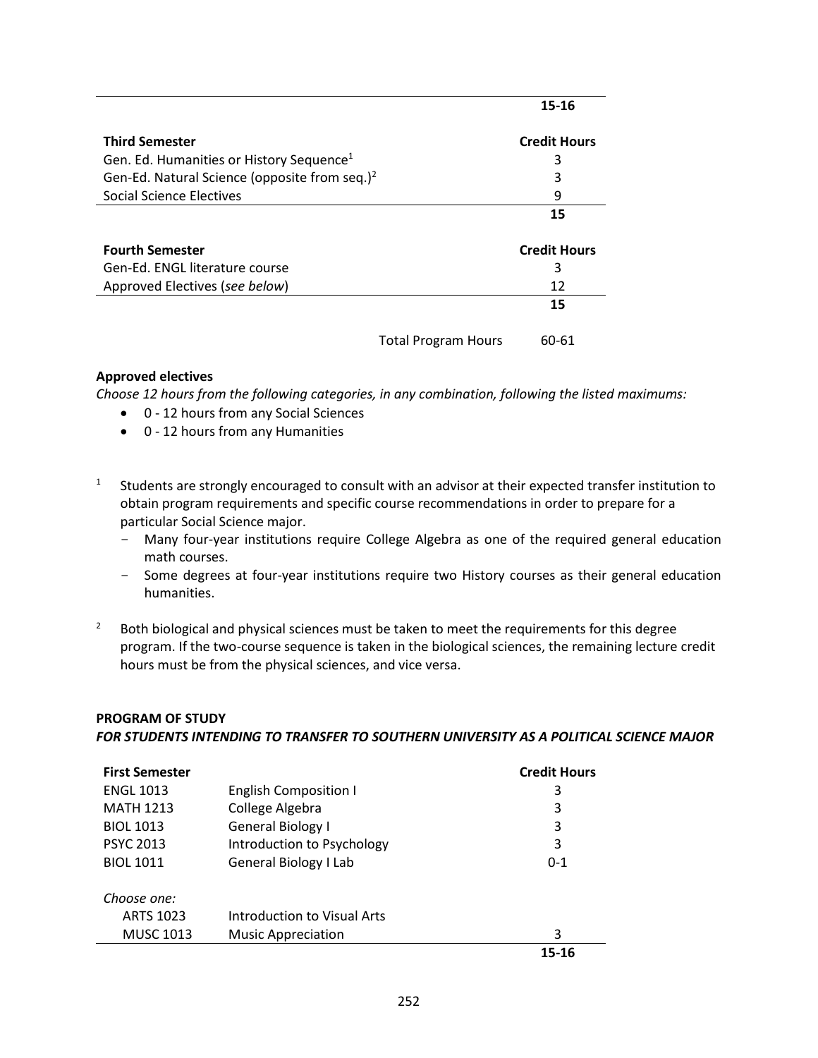| | Credit Hours |
|---|---|
| | **15-16** |

| **Third Semester** | **Credit Hours** |
|---|---|
| Gen. Ed. Humanities or History Sequence[1] | 3 |
| Gen-Ed. Natural Science (opposite from seq.)[2] | 3 |
| Social Science Electives | 9 |
| | **15** |

| **Fourth Semester** | **Credit Hours** |
|---|---|
| Gen-Ed. ENGL literature course | 3 |
| Approved Electives (*see below*) | 12 |
| | **15** |
| Total Program Hours | 60-61 |

**Approved electives**

*Choose 12 hours from the following categories, in any combination, following the listed maximums:*

- 0 - 12 hours from any Social Sciences
- 0 - 12 hours from any Humanities

[1] Students are strongly encouraged to consult with an advisor at their expected transfer institution to obtain program requirements and specific course recommendations in order to prepare for a particular Social Science major.
- Many four-year institutions require College Algebra as one of the required general education math courses.
- Some degrees at four-year institutions require two History courses as their general education humanities.

[2] Both biological and physical sciences must be taken to meet the requirements for this degree program. If the two-course sequence is taken in the biological sciences, the remaining lecture credit hours must be from the physical sciences, and vice versa.

**PROGRAM OF STUDY**

***FOR STUDENTS INTENDING TO TRANSFER TO SOUTHERN UNIVERSITY AS A POLITICAL SCIENCE MAJOR***

| **First Semester** | | **Credit Hours** |
|---|---|---|
| ENGL 1013 | English Composition I | 3 |
| MATH 1213 | College Algebra | 3 |
| BIOL 1013 | General Biology I | 3 |
| PSYC 2013 | Introduction to Psychology | 3 |
| BIOL 1011 | General Biology I Lab | 0-1 |
| *Choose one:* | | |
| ARTS 1023 | Introduction to Visual Arts | |
| MUSC 1013 | Music Appreciation | 3 |
| | | **15-16** |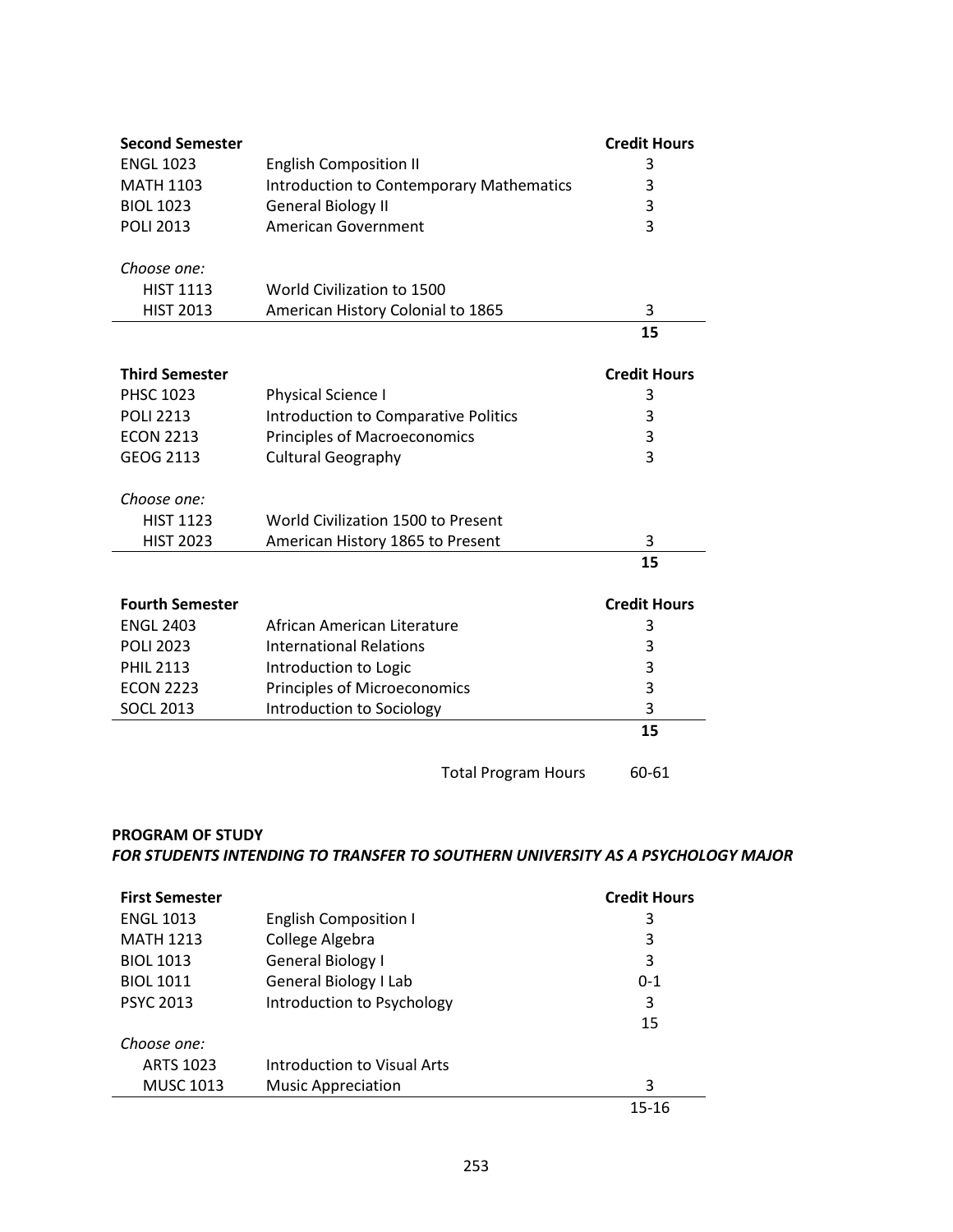| Second Semester | | Credit Hours |
|---|---|---|
| ENGL 1023 | English Composition II | 3 |
| MATH 1103 | Introduction to Contemporary Mathematics | 3 |
| BIOL 1023 | General Biology II | 3 |
| POLI 2013 | American Government | 3 |
| *Choose one:* | | |
| HIST 1113 | World Civilization to 1500 | |
| HIST 2013 | American History Colonial to 1865 | 3 |
| | | **15** |

| Third Semester | | Credit Hours |
|---|---|---|
| PHSC 1023 | Physical Science I | 3 |
| POLI 2213 | Introduction to Comparative Politics | 3 |
| ECON 2213 | Principles of Macroeconomics | 3 |
| GEOG 2113 | Cultural Geography | 3 |
| *Choose one:* | | |
| HIST 1123 | World Civilization 1500 to Present | |
| HIST 2023 | American History 1865 to Present | 3 |
| | | **15** |

| Fourth Semester | | Credit Hours |
|---|---|---|
| ENGL 2403 | African American Literature | 3 |
| POLI 2023 | International Relations | 3 |
| PHIL 2113 | Introduction to Logic | 3 |
| ECON 2223 | Principles of Microeconomics | 3 |
| SOCL 2013 | Introduction to Sociology | 3 |
| | | **15** |
| | Total Program Hours | 60-61 |

**PROGRAM OF STUDY**

***FOR STUDENTS INTENDING TO TRANSFER TO SOUTHERN UNIVERSITY AS A PSYCHOLOGY MAJOR***

| First Semester | | Credit Hours |
|---|---|---|
| ENGL 1013 | English Composition I | 3 |
| MATH 1213 | College Algebra | 3 |
| BIOL 1013 | General Biology I | 3 |
| BIOL 1011 | General Biology I Lab | 0-1 |
| PSYC 2013 | Introduction to Psychology | 3 |
| | | 15 |
| *Choose one:* | | |
| ARTS 1023 | Introduction to Visual Arts | |
| MUSC 1013 | Music Appreciation | 3 |
| | | 15-16 |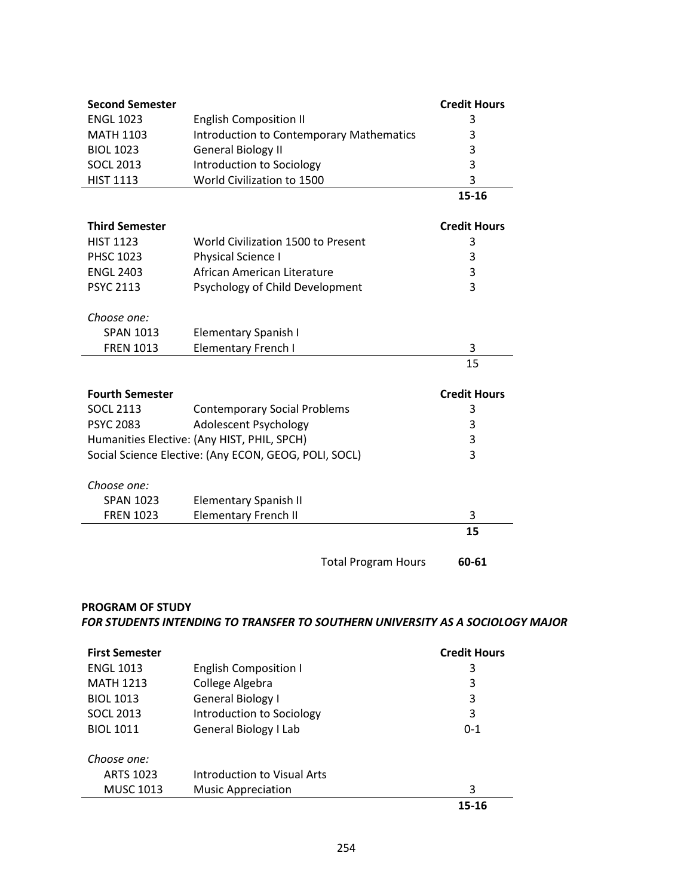| Second Semester | | Credit Hours |
|---|---|---|
| ENGL 1023 | English Composition II | 3 |
| MATH 1103 | Introduction to Contemporary Mathematics | 3 |
| BIOL 1023 | General Biology II | 3 |
| SOCL 2013 | Introduction to Sociology | 3 |
| HIST 1113 | World Civilization to 1500 | 3 |
| | | **15-16** |

| Third Semester | | Credit Hours |
|---|---|---|
| HIST 1123 | World Civilization 1500 to Present | 3 |
| PHSC 1023 | Physical Science I | 3 |
| ENGL 2403 | African American Literature | 3 |
| PSYC 2113 | Psychology of Child Development | 3 |
| *Choose one:* | | |
| SPAN 1013 | Elementary Spanish I | |
| FREN 1013 | Elementary French I | 3 |
| | | 15 |

| Fourth Semester | | Credit Hours |
|---|---|---|
| SOCL 2113 | Contemporary Social Problems | 3 |
| PSYC 2083 | Adolescent Psychology | 3 |
| Humanities Elective: (Any HIST, PHIL, SPCH) | | 3 |
| Social Science Elective: (Any ECON, GEOG, POLI, SOCL) | | 3 |
| *Choose one:* | | |
| SPAN 1023 | Elementary Spanish II | |
| FREN 1023 | Elementary French II | 3 |
| | | **15** |
| | Total Program Hours | **60-61** |

**PROGRAM OF STUDY**

***FOR STUDENTS INTENDING TO TRANSFER TO SOUTHERN UNIVERSITY AS A SOCIOLOGY MAJOR***

| First Semester | | Credit Hours |
|---|---|---|
| ENGL 1013 | English Composition I | 3 |
| MATH 1213 | College Algebra | 3 |
| BIOL 1013 | General Biology I | 3 |
| SOCL 2013 | Introduction to Sociology | 3 |
| BIOL 1011 | General Biology I Lab | 0-1 |
| *Choose one:* | | |
| ARTS 1023 | Introduction to Visual Arts | |
| MUSC 1013 | Music Appreciation | 3 |
| | | **15-16** |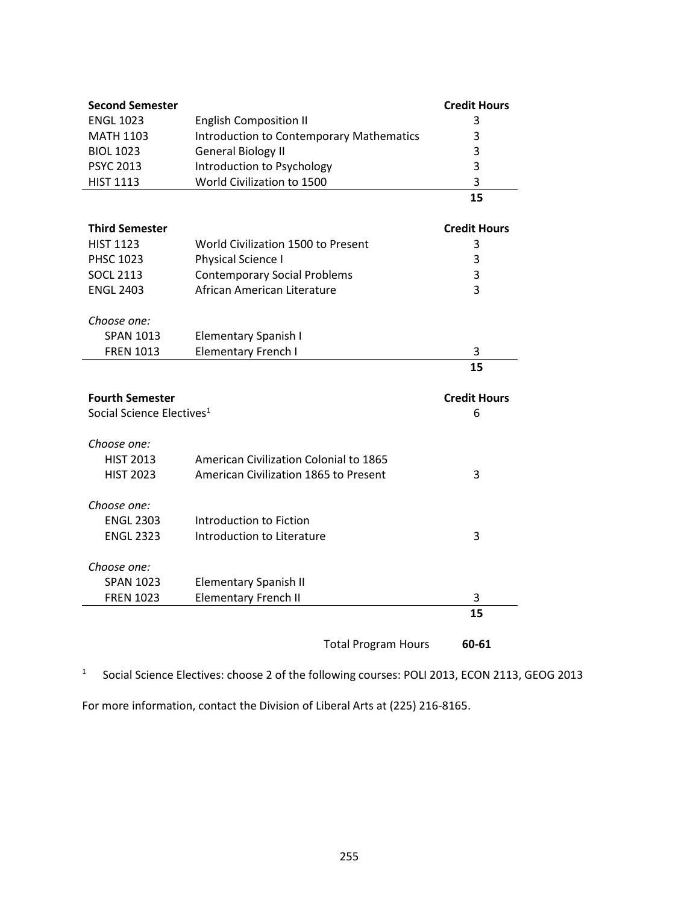| Second Semester | | Credit Hours |
|---|---|---|
| ENGL 1023 | English Composition II | 3 |
| MATH 1103 | Introduction to Contemporary Mathematics | 3 |
| BIOL 1023 | General Biology II | 3 |
| PSYC 2013 | Introduction to Psychology | 3 |
| HIST 1113 | World Civilization to 1500 | 3 |
| | | **15** |

| Third Semester | | Credit Hours |
|---|---|---|
| HIST 1123 | World Civilization 1500 to Present | 3 |
| PHSC 1023 | Physical Science I | 3 |
| SOCL 2113 | Contemporary Social Problems | 3 |
| ENGL 2403 | African American Literature | 3 |
| *Choose one:* | | |
| SPAN 1013 | Elementary Spanish I | |
| FREN 1013 | Elementary French I | 3 |
| | | **15** |

| Fourth Semester | | Credit Hours |
|---|---|---|
| Social Science Electives[1] | | 6 |
| *Choose one:* | | |
| HIST 2013 | American Civilization Colonial to 1865 | |
| HIST 2023 | American Civilization 1865 to Present | 3 |
| *Choose one:* | | |
| ENGL 2303 | Introduction to Fiction | |
| ENGL 2323 | Introduction to Literature | 3 |
| *Choose one:* | | |
| SPAN 1023 | Elementary Spanish II | |
| FREN 1023 | Elementary French II | 3 |
| | | **15** |
| | Total Program Hours | **60-61** |

[1] Social Science Electives: choose 2 of the following courses: POLI 2013, ECON 2113, GEOG 2013

For more information, contact the Division of Liberal Arts at (225) 216-8165.